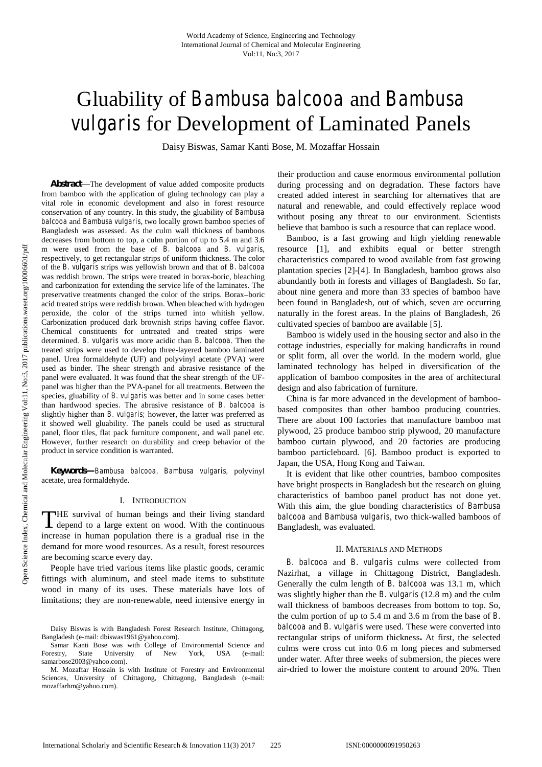# Gluability of *Bambusa balcooa* and *Bambusa vulgaris* for Development of Laminated Panels

Daisy Biswas, Samar Kanti Bose, M. Mozaffar Hossain

***Abstract***—The development of value added composite products from bamboo with the application of gluing technology can play a vital role in economic development and also in forest resource conservation of any country. In this study, the gluability of *Bambusa balcooa* and *Bambusa vulgaris*, two locally grown bamboo species of Bangladesh was assessed. As the culm wall thickness of bamboos decreases from bottom to top, a culm portion of up to 5.4 m and 3.6 m were used from the base of *B. balcooa* and *B. vulgaris*, respectively, to get rectangular strips of uniform thickness. The color of the *B. vulgaris* strips was yellowish brown and that of *B. balcooa* was reddish brown. The strips were treated in borax-boric, bleaching and carbonization for extending the service life of the laminates. The preservative treatments changed the color of the strips. Borax–boric acid treated strips were reddish brown. When bleached with hydrogen peroxide, the color of the strips turned into whitish yellow. Carbonization produced dark brownish strips having coffee flavor. Chemical constituents for untreated and treated strips were determined. *B. vulgaris* was more acidic than *B. balcooa*. Then the treated strips were used to develop three-layered bamboo laminated panel. Urea formaldehyde (UF) and polyvinyl acetate (PVA) were used as binder. The shear strength and abrasive resistance of the panel were evaluated. It was found that the shear strength of the UF-panel was higher than the PVA-panel for all treatments. Between the species, gluability of *B. vulgaris* was better and in some cases better than hardwood species. The abrasive resistance of *B. balcooa* is slightly higher than *B. vulgaris*; however, the latter was preferred as it showed well gluability. The panels could be used as structural panel, floor tiles, flat pack furniture component, and wall panel etc. However, further research on durability and creep behavior of the product in service condition is warranted.

***Keywords***—*Bambusa balcooa*, *Bambusa vulgaris*, polyvinyl acetate, urea formaldehyde.

## I. Introduction

The survival of human beings and their living standard depend to a large extent on wood. With the continuous increase in human population there is a gradual rise in the demand for more wood resources. As a result, forest resources are becoming scarce every day.

People have tried various items like plastic goods, ceramic fittings with aluminum, and steel made items to substitute wood in many of its uses. These materials have lots of limitations; they are non-renewable, need intensive energy in their production and cause enormous environmental pollution during processing and on degradation. These factors have created added interest in searching for alternatives that are natural and renewable, and could effectively replace wood without posing any threat to our environment. Scientists believe that bamboo is such a resource that can replace wood.

Bamboo, is a fast growing and high yielding renewable resource [1], and exhibits equal or better strength characteristics compared to wood available from fast growing plantation species [2]-[4]. In Bangladesh, bamboo grows also abundantly both in forests and villages of Bangladesh. So far, about nine genera and more than 33 species of bamboo have been found in Bangladesh, out of which, seven are occurring naturally in the forest areas. In the plains of Bangladesh, 26 cultivated species of bamboo are available [5].

Bamboo is widely used in the housing sector and also in the cottage industries, especially for making handicrafts in round or split form, all over the world. In the modern world, glue laminated technology has helped in diversification of the application of bamboo composites in the area of architectural design and also fabrication of furniture.

China is far more advanced in the development of bamboo-based composites than other bamboo producing countries. There are about 100 factories that manufacture bamboo mat plywood, 25 produce bamboo strip plywood, 20 manufacture bamboo curtain plywood, and 20 factories are producing bamboo particleboard. [6]. Bamboo product is exported to Japan, the USA, Hong Kong and Taiwan.

It is evident that like other countries, bamboo composites have bright prospects in Bangladesh but the research on gluing characteristics of bamboo panel product has not done yet. With this aim, the glue bonding characteristics of *Bambusa balcooa* and *Bambusa vulgaris*, two thick-walled bamboos of Bangladesh, was evaluated.

## II. Materials and Methods

*B. balcooa* and *B. vulgaris* culms were collected from Nazirhat, a village in Chittagong District, Bangladesh. Generally the culm length of *B. balcooa* was 13.1 m, which was slightly higher than the *B. vulgaris* (12.8 m) and the culm wall thickness of bamboos decreases from bottom to top. So, the culm portion of up to 5.4 m and 3.6 m from the base of *B. balcooa* and *B. vulgaris* were used. These were converted into rectangular strips of uniform thickness**.** At first, the selected culms were cross cut into 0.6 m long pieces and submersed under water. After three weeks of submersion, the pieces were air-dried to lower the moisture content to around 20%. Then

Daisy Biswas is with Bangladesh Forest Research Institute, Chittagong, Bangladesh (e-mail: dbiswas1961@yahoo.com).

Samar Kanti Bose was with College of Environmental Science and Forestry, State University of New York, USA (e-mail: samarbose2003@yahoo.com).

M. Mozaffar Hossain is with Institute of Forestry and Environmental Sciences, University of Chittagong, Chittagong, Bangladesh (e-mail: mozaffarhm@yahoo.com).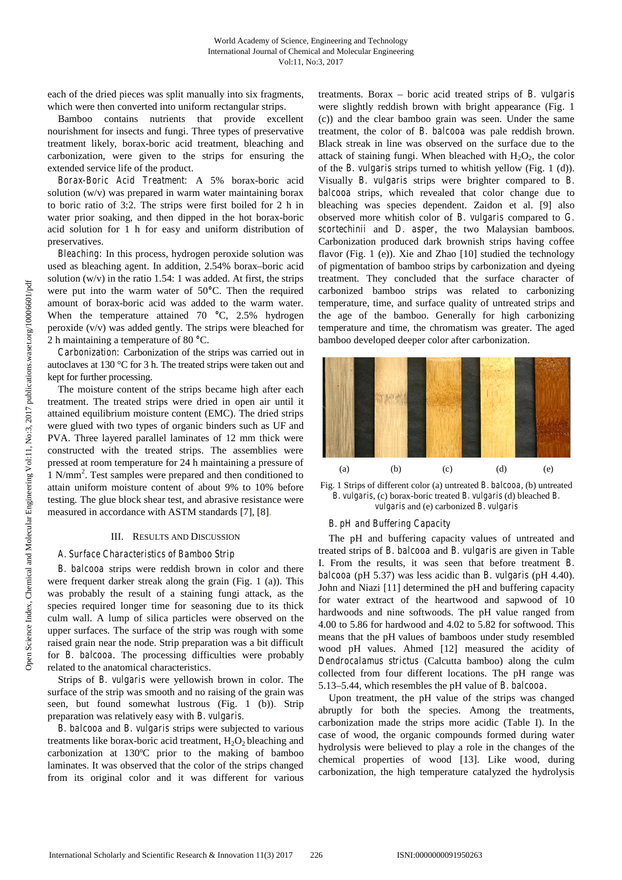each of the dried pieces was split manually into six fragments, which were then converted into uniform rectangular strips.

Bamboo contains nutrients that provide excellent nourishment for insects and fungi. Three types of preservative treatment likely, borax-boric acid treatment, bleaching and carbonization, were given to the strips for ensuring the extended service life of the product.

*Borax-Boric Acid Treatment*: A 5% borax-boric acid solution (w/v) was prepared in warm water maintaining borax to boric ratio of 3:2. The strips were first boiled for 2 h in water prior soaking, and then dipped in the hot borax-boric acid solution for 1 h for easy and uniform distribution of preservatives.

*Bleaching*: In this process, hydrogen peroxide solution was used as bleaching agent. In addition, 2.54% borax–boric acid solution (w/v) in the ratio 1.54: 1 was added. At first, the strips were put into the warm water of 50°C. Then the required amount of borax-boric acid was added to the warm water. When the temperature attained 70 °C, 2.5% hydrogen peroxide (v/v) was added gently. The strips were bleached for 2 h maintaining a temperature of 80 °C.

*Carbonization*: Carbonization of the strips was carried out in autoclaves at 130 °C for 3 h. The treated strips were taken out and kept for further processing.

The moisture content of the strips became high after each treatment. The treated strips were dried in open air until it attained equilibrium moisture content (EMC). The dried strips were glued with two types of organic binders such as UF and PVA. Three layered parallel laminates of 12 mm thick were constructed with the treated strips. The assemblies were pressed at room temperature for 24 h maintaining a pressure of 1 $N/mm^2$. Test samples were prepared and then conditioned to attain uniform moisture content of about 9% to 10% before testing. The glue block shear test, and abrasive resistance were measured in accordance with ASTM standards [7], [8].

## III. Results and Discussion

### A. Surface Characteristics of Bamboo Strip

*B. balcooa* strips were reddish brown in color and there were frequent darker streak along the grain (Fig. 1 (a)). This was probably the result of a staining fungi attack, as the species required longer time for seasoning due to its thick culm wall. A lump of silica particles were observed on the upper surfaces. The surface of the strip was rough with some raised grain near the node. Strip preparation was a bit difficult for *B. balcooa*. The processing difficulties were probably related to the anatomical characteristics.

Strips of *B. vulgaris* were yellowish brown in color. The surface of the strip was smooth and no raising of the grain was seen, but found somewhat lustrous (Fig. 1 (b)). Strip preparation was relatively easy with *B. vulgaris*.

*B. balcooa* and *B. vulgaris* strips were subjected to various treatments like borax-boric acid treatment, $H_2O_2$ bleaching and carbonization at 130°C prior to the making of bamboo laminates. It was observed that the color of the strips changed from its original color and it was different for various treatments. Borax – boric acid treated strips of *B. vulgaris* were slightly reddish brown with bright appearance (Fig. 1 (c)) and the clear bamboo grain was seen. Under the same treatment, the color of *B. balcooa* was pale reddish brown. Black streak in line was observed on the surface due to the attack of staining fungi. When bleached with $H_2O_2$, the color of the *B. vulgaris* strips turned to whitish yellow (Fig. 1 (d)). Visually *B. vulgaris* strips were brighter compared to *B. balcooa* strips, which revealed that color change due to bleaching was species dependent. Zaidon et al. [9] also observed more whitish color of *B. vulgaris* compared to *G. scortechinii* and *D. asper*, the two Malaysian bamboos. Carbonization produced dark brownish strips having coffee flavor (Fig. 1 (e)). Xie and Zhao [10] studied the technology of pigmentation of bamboo strips by carbonization and dyeing treatment. They concluded that the surface character of carbonized bamboo strips was related to carbonizing temperature, time, and surface quality of untreated strips and the age of the bamboo. Generally for high carbonizing temperature and time, the chromatism was greater. The aged bamboo developed deeper color after carbonization.

(a) (b) (c) (d) (e)

Fig. 1 Strips of different color (a) untreated *B. balcooa*, (b) untreated *B. vulgaris*, (c) borax-boric treated *B. vulgaris* (d) bleached *B. vulgaris* and (e) carbonized *B. vulgaris*

### B. pH and Buffering Capacity

The pH and buffering capacity values of untreated and treated strips of *B. balcooa* and *B. vulgaris* are given in Table I. From the results, it was seen that before treatment *B. balcooa* (pH 5.37) was less acidic than *B. vulgaris* (pH 4.40). John and Niazi [11] determined the pH and buffering capacity for water extract of the heartwood and sapwood of 10 hardwoods and nine softwoods. The pH value ranged from 4.00 to 5.86 for hardwood and 4.02 to 5.82 for softwood. This means that the pH values of bamboos under study resembled wood pH values. Ahmed [12] measured the acidity of *Dendrocalamus strictus* (Calcutta bamboo) along the culm collected from four different locations. The pH range was 5.13–5.44, which resembles the pH value of *B. balcooa*.

Upon treatment, the pH value of the strips was changed abruptly for both the species. Among the treatments, carbonization made the strips more acidic (Table I). In the case of wood, the organic compounds formed during water hydrolysis were believed to play a role in the changes of the chemical properties of wood [13]. Like wood, during carbonization, the high temperature catalyzed the hydrolysis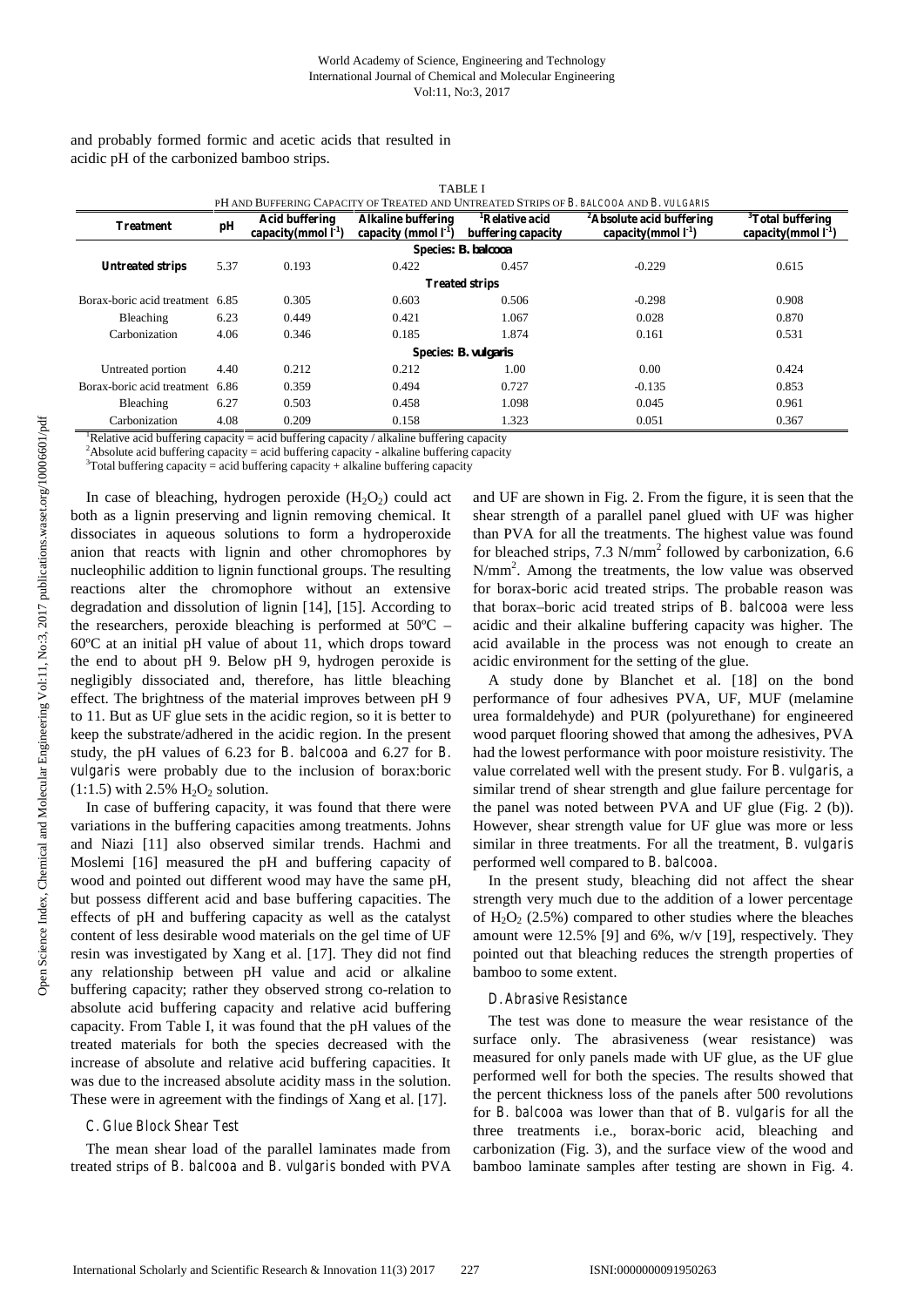and probably formed formic and acetic acids that resulted in acidic pH of the carbonized bamboo strips.

TABLE I
PH AND BUFFERING CAPACITY OF TREATED AND UNTREATED STRIPS OF *B. BALCOOA* AND *B. VULGARIS*

| Treatment | pH | Acid buffering capacity(mmol $l^{-1}$) | Alkaline buffering capacity (mmol $l^{-1}$) | [1]Relative acid buffering capacity | [2]Absolute acid buffering capacity(mmol $l^{-1}$) | [3]Total buffering capacity(mmol $l^{-1}$) |
|---|---|---|---|---|---|---|
| **Species: *B. balcooa*** | | | | | | |
| **Untreated strips** | 5.37 | 0.193 | 0.422 | 0.457 | -0.229 | 0.615 |
| **Treated strips** | | | | | | |
| Borax-boric acid treatment | 6.85 | 0.305 | 0.603 | 0.506 | -0.298 | 0.908 |
| Bleaching | 6.23 | 0.449 | 0.421 | 1.067 | 0.028 | 0.870 |
| Carbonization | 4.06 | 0.346 | 0.185 | 1.874 | 0.161 | 0.531 |
| **Species: *B. vulgaris*** | | | | | | |
| Untreated portion | 4.40 | 0.212 | 0.212 | 1.00 | 0.00 | 0.424 |
| Borax-boric acid treatment | 6.86 | 0.359 | 0.494 | 0.727 | -0.135 | 0.853 |
| Bleaching | 6.27 | 0.503 | 0.458 | 1.098 | 0.045 | 0.961 |
| Carbonization | 4.08 | 0.209 | 0.158 | 1.323 | 0.051 | 0.367 |

[1]Relative acid buffering capacity = acid buffering capacity / alkaline buffering capacity
[2]Absolute acid buffering capacity = acid buffering capacity - alkaline buffering capacity
[3]Total buffering capacity = acid buffering capacity + alkaline buffering capacity

In case of bleaching, hydrogen peroxide ($H_2O_2$) could act both as a lignin preserving and lignin removing chemical. It dissociates in aqueous solutions to form a hydroperoxide anion that reacts with lignin and other chromophores by nucleophilic addition to lignin functional groups. The resulting reactions alter the chromophore without an extensive degradation and dissolution of lignin [14], [15]. According to the researchers, peroxide bleaching is performed at 50ºC – 60ºC at an initial pH value of about 11, which drops toward the end to about pH 9. Below pH 9, hydrogen peroxide is negligibly dissociated and, therefore, has little bleaching effect. The brightness of the material improves between pH 9 to 11. But as UF glue sets in the acidic region, so it is better to keep the substrate/adhered in the acidic region. In the present study, the pH values of 6.23 for *B. balcooa* and 6.27 for *B. vulgaris* were probably due to the inclusion of borax:boric (1:1.5) with 2.5% $H_2O_2$ solution.

In case of buffering capacity, it was found that there were variations in the buffering capacities among treatments. Johns and Niazi [11] also observed similar trends. Hachmi and Moslemi [16] measured the pH and buffering capacity of wood and pointed out different wood may have the same pH, but possess different acid and base buffering capacities. The effects of pH and buffering capacity as well as the catalyst content of less desirable wood materials on the gel time of UF resin was investigated by Xang et al. [17]. They did not find any relationship between pH value and acid or alkaline buffering capacity; rather they observed strong co-relation to absolute acid buffering capacity and relative acid buffering capacity. From Table I, it was found that the pH values of the treated materials for both the species decreased with the increase of absolute and relative acid buffering capacities. It was due to the increased absolute acidity mass in the solution. These were in agreement with the findings of Xang et al. [17].

### C. Glue Block Shear Test

The mean shear load of the parallel laminates made from treated strips of *B. balcooa* and *B. vulgaris* bonded with PVA and UF are shown in Fig. 2. From the figure, it is seen that the shear strength of a parallel panel glued with UF was higher than PVA for all the treatments. The highest value was found for bleached strips, 7.3 N/mm$^2$ followed by carbonization, 6.6 N/mm$^2$. Among the treatments, the low value was observed for borax-boric acid treated strips. The probable reason was that borax–boric acid treated strips of *B. balcooa* were less acidic and their alkaline buffering capacity was higher. The acid available in the process was not enough to create an acidic environment for the setting of the glue.

A study done by Blanchet et al. [18] on the bond performance of four adhesives PVA, UF, MUF (melamine urea formaldehyde) and PUR (polyurethane) for engineered wood parquet flooring showed that among the adhesives, PVA had the lowest performance with poor moisture resistivity. The value correlated well with the present study. For *B. vulgaris*, a similar trend of shear strength and glue failure percentage for the panel was noted between PVA and UF glue (Fig. 2 (b)). However, shear strength value for UF glue was more or less similar in three treatments. For all the treatment, *B. vulgaris* performed well compared to *B. balcooa*.

In the present study, bleaching did not affect the shear strength very much due to the addition of a lower percentage of $H_2O_2$ (2.5%) compared to other studies where the bleaches amount were 12.5% [9] and 6%, w/v [19], respectively. They pointed out that bleaching reduces the strength properties of bamboo to some extent.

### D. Abrasive Resistance

The test was done to measure the wear resistance of the surface only. The abrasiveness (wear resistance) was measured for only panels made with UF glue, as the UF glue performed well for both the species. The results showed that the percent thickness loss of the panels after 500 revolutions for *B. balcooa* was lower than that of *B. vulgaris* for all the three treatments i.e., borax-boric acid, bleaching and carbonization (Fig. 3), and the surface view of the wood and bamboo laminate samples after testing are shown in Fig. 4.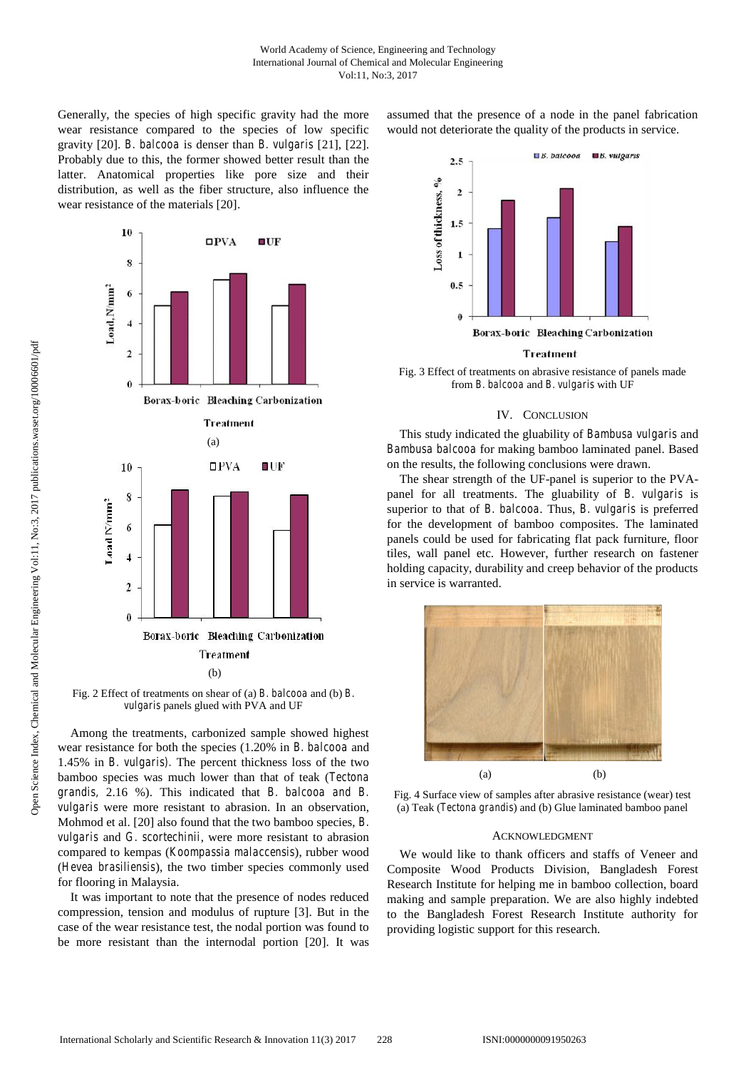Generally, the species of high specific gravity had the more wear resistance compared to the species of low specific gravity [20]. *B. balcooa* is denser than *B. vulgaris* [21], [22]. Probably due to this, the former showed better result than the latter. Anatomical properties like pore size and their distribution, as well as the fiber structure, also influence the wear resistance of the materials [20].

Fig. 2 Effect of treatments on shear of (a) *B. balcooa* and (b) *B. vulgaris* panels glued with PVA and UF

Among the treatments, carbonized sample showed highest wear resistance for both the species (1.20% in *B. balcooa* and 1.45% in *B. vulgaris*). The percent thickness loss of the two bamboo species was much lower than that of teak (*Tectona grandis*, 2.16 %). This indicated that *B. balcooa* and *B. vulgaris* were more resistant to abrasion. In an observation, Mohmod et al. [20] also found that the two bamboo species, *B. vulgaris* and *G. scortechinii*, were more resistant to abrasion compared to kempas (*Koompassia malaccensis*), rubber wood (*Hevea brasiliensis*), the two timber species commonly used for flooring in Malaysia.

It was important to note that the presence of nodes reduced compression, tension and modulus of rupture [3]. But in the case of the wear resistance test, the nodal portion was found to be more resistant than the internodal portion [20]. It was assumed that the presence of a node in the panel fabrication would not deteriorate the quality of the products in service.

Fig. 3 Effect of treatments on abrasive resistance of panels made from *B. balcooa* and *B. vulgaris* with UF

## IV. Conclusion

This study indicated the gluability of *Bambusa vulgaris* and *Bambusa balcooa* for making bamboo laminated panel. Based on the results, the following conclusions were drawn.

The shear strength of the UF-panel is superior to the PVA-panel for all treatments. The gluability of *B. vulgaris* is superior to that of *B. balcooa*. Thus, *B. vulgaris* is preferred for the development of bamboo composites. The laminated panels could be used for fabricating flat pack furniture, floor tiles, wall panel etc. However, further research on fastener holding capacity, durability and creep behavior of the products in service is warranted.

Fig. 4 Surface view of samples after abrasive resistance (wear) test (a) Teak (*Tectona grandis*) and (b) Glue laminated bamboo panel

## Acknowledgment

We would like to thank officers and staffs of Veneer and Composite Wood Products Division, Bangladesh Forest Research Institute for helping me in bamboo collection, board making and sample preparation. We are also highly indebted to the Bangladesh Forest Research Institute authority for providing logistic support for this research.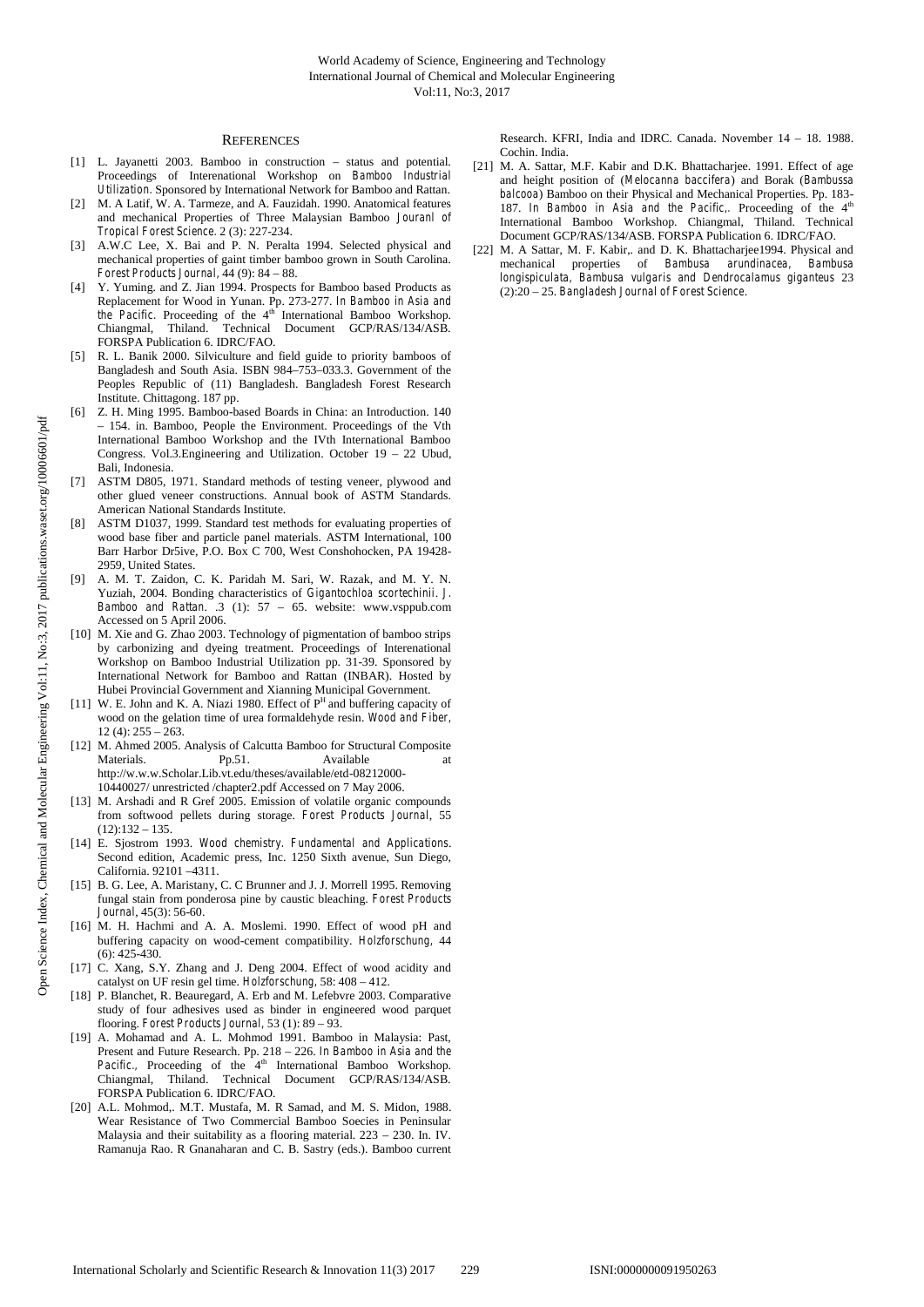## REFERENCES

[1] L. Jayanetti 2003. Bamboo in construction – status and potential. Proceedings of Interenational Workshop on *Bamboo Industrial Utilization*. Sponsored by International Network for Bamboo and Rattan.

[2] M. A Latif, W. A. Tarmeze, and A. Fauzidah. 1990. Anatomical features and mechanical Properties of Three Malaysian Bamboo *Jouranl of Tropical Forest Science*. 2 (3): 227-234.

[3] A.W.C Lee, X. Bai and P. N. Peralta 1994. Selected physical and mechanical properties of gaint timber bamboo grown in South Carolina. *Forest Products Journal*, 44 (9): 84 – 88.

[4] Y. Yuming. and Z. Jian 1994. Prospects for Bamboo based Products as Replacement for Wood in Yunan. Pp. 273-277. *In Bamboo in Asia and the Pacific*. Proceeding of the 4th International Bamboo Workshop. Chiangmal, Thiland. Technical Document GCP/RAS/134/ASB. FORSPA Publication 6. IDRC/FAO.

[5] R. L. Banik 2000. Silviculture and field guide to priority bamboos of Bangladesh and South Asia. ISBN 984–753–033.3. Government of the Peoples Republic of (11) Bangladesh. Bangladesh Forest Research Institute. Chittagong. 187 pp.

[6] Z. H. Ming 1995. Bamboo-based Boards in China: an Introduction. 140 – 154. in. Bamboo, People the Environment. Proceedings of the Vth International Bamboo Workshop and the IVth International Bamboo Congress. Vol.3.Engineering and Utilization. October 19 – 22 Ubud, Bali, Indonesia.

[7] ASTM D805, 1971. Standard methods of testing veneer, plywood and other glued veneer constructions. Annual book of ASTM Standards. American National Standards Institute.

[8] ASTM D1037, 1999. Standard test methods for evaluating properties of wood base fiber and particle panel materials. ASTM International, 100 Barr Harbor Dr5ive, P.O. Box C 700, West Conshohocken, PA 19428-2959, United States.

[9] A. M. T. Zaidon, C. K. Paridah M. Sari, W. Razak, and M. Y. N. Yuziah, 2004. Bonding characteristics of *Gigantochloa scortechinii*. *J. Bamboo and Rattan*. .3 (1): 57 – 65. website: www.vsppub.com Accessed on 5 April 2006.

[10] M. Xie and G. Zhao 2003. Technology of pigmentation of bamboo strips by carbonizing and dyeing treatment. Proceedings of Interenational Workshop on Bamboo Industrial Utilization pp. 31-39. Sponsored by International Network for Bamboo and Rattan (INBAR). Hosted by Hubei Provincial Government and Xianning Municipal Government.

[11] W. E. John and K. A. Niazi 1980. Effect of $P^H$ and buffering capacity of wood on the gelation time of urea formaldehyde resin. *Wood and Fiber*, 12 (4): 255 – 263.

[12] M. Ahmed 2005. Analysis of Calcutta Bamboo for Structural Composite Materials. Pp.51. Available at http://w.w.w.Scholar.Lib.vt.edu/theses/available/etd-08212000-10440027/ unrestricted /chapter2.pdf Accessed on 7 May 2006.

[13] M. Arshadi and R Gref 2005. Emission of volatile organic compounds from softwood pellets during storage. *Forest Products Journal*, 55 (12):132 – 135.

[14] E. Sjostrom 1993. *Wood chemistry. Fundamental and Applications*. Second edition, Academic press, Inc. 1250 Sixth avenue, Sun Diego, California. 92101 –4311.

[15] B. G. Lee, A. Maristany, C. C Brunner and J. J. Morrell 1995. Removing fungal stain from ponderosa pine by caustic bleaching. *Forest Products Journal*, 45(3): 56-60.

[16] M. H. Hachmi and A. A. Moslemi. 1990. Effect of wood pH and buffering capacity on wood-cement compatibility. *Holzforschung*, 44 (6): 425-430.

[17] C. Xang, S.Y. Zhang and J. Deng 2004. Effect of wood acidity and catalyst on UF resin gel time. *Holzforschung*, 58: 408 – 412.

[18] P. Blanchet, R. Beauregard, A. Erb and M. Lefebvre 2003. Comparative study of four adhesives used as binder in engineered wood parquet flooring. *Forest Products Journal*, 53 (1): 89 – 93.

[19] A. Mohamad and A. L. Mohmod 1991. Bamboo in Malaysia: Past, Present and Future Research. Pp. 218 – 226. *In Bamboo in Asia and the Pacific.*, Proceeding of the 4th International Bamboo Workshop. Chiangmal, Thiland. Technical Document GCP/RAS/134/ASB. FORSPA Publication 6. IDRC/FAO.

[20] A.L. Mohmod,. M.T. Mustafa, M. R Samad, and M. S. Midon, 1988. Wear Resistance of Two Commercial Bamboo Soecies in Peninsular Malaysia and their suitability as a flooring material. 223 – 230. In. IV. Ramanuja Rao. R Gnanaharan and C. B. Sastry (eds.). Bamboo current Research. KFRI, India and IDRC. Canada. November 14 – 18. 1988. Cochin. India.

[21] M. A. Sattar, M.F. Kabir and D.K. Bhattacharjee. 1991. Effect of age and height position of (*Melocanna baccifera*) and Borak (*Bambussa balcooa*) Bamboo on their Physical and Mechanical Properties. Pp. 183-187. *In Bamboo in Asia and the Pacific*,. Proceeding of the 4th International Bamboo Workshop. Chiangmal, Thiland. Technical Document GCP/RAS/134/ASB. FORSPA Publication 6. IDRC/FAO.

[22] M. A Sattar, M. F. Kabir,. and D. K. Bhattacharjee1994. Physical and mechanical properties of *Bambusa arundinacea*, *Bambusa longispiculata*, *Bambusa vulgaris and Dendrocalamus giganteus* 23 (2):20 – 25. *Bangladesh Journal of Forest Science*.